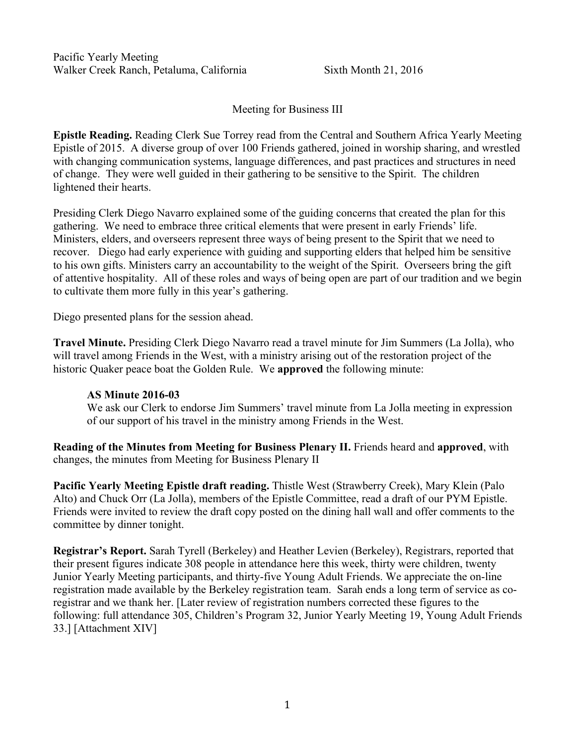Pacific Yearly Meeting
Walker Creek Ranch, Petaluma, California Sixth Month 21, 2016

## Meeting for Business III

**Epistle Reading.** Reading Clerk Sue Torrey read from the Central and Southern Africa Yearly Meeting Epistle of 2015. A diverse group of over 100 Friends gathered, joined in worship sharing, and wrestled with changing communication systems, language differences, and past practices and structures in need of change. They were well guided in their gathering to be sensitive to the Spirit. The children lightened their hearts.

Presiding Clerk Diego Navarro explained some of the guiding concerns that created the plan for this gathering. We need to embrace three critical elements that were present in early Friends' life. Ministers, elders, and overseers represent three ways of being present to the Spirit that we need to recover. Diego had early experience with guiding and supporting elders that helped him be sensitive to his own gifts. Ministers carry an accountability to the weight of the Spirit. Overseers bring the gift of attentive hospitality. All of these roles and ways of being open are part of our tradition and we begin to cultivate them more fully in this year's gathering.

Diego presented plans for the session ahead.

**Travel Minute.** Presiding Clerk Diego Navarro read a travel minute for Jim Summers (La Jolla), who will travel among Friends in the West, with a ministry arising out of the restoration project of the historic Quaker peace boat the Golden Rule. We **approved** the following minute:

> **AS Minute 2016-03**
> We ask our Clerk to endorse Jim Summers' travel minute from La Jolla meeting in expression of our support of his travel in the ministry among Friends in the West.

**Reading of the Minutes from Meeting for Business Plenary II.** Friends heard and **approved**, with changes, the minutes from Meeting for Business Plenary II

**Pacific Yearly Meeting Epistle draft reading.** Thistle West (Strawberry Creek), Mary Klein (Palo Alto) and Chuck Orr (La Jolla), members of the Epistle Committee, read a draft of our PYM Epistle. Friends were invited to review the draft copy posted on the dining hall wall and offer comments to the committee by dinner tonight.

**Registrar's Report.** Sarah Tyrell (Berkeley) and Heather Levien (Berkeley), Registrars, reported that their present figures indicate 308 people in attendance here this week, thirty were children, twenty Junior Yearly Meeting participants, and thirty-five Young Adult Friends. We appreciate the on-line registration made available by the Berkeley registration team. Sarah ends a long term of service as co-registrar and we thank her. [Later review of registration numbers corrected these figures to the following: full attendance 305, Children's Program 32, Junior Yearly Meeting 19, Young Adult Friends 33.] [Attachment XIV]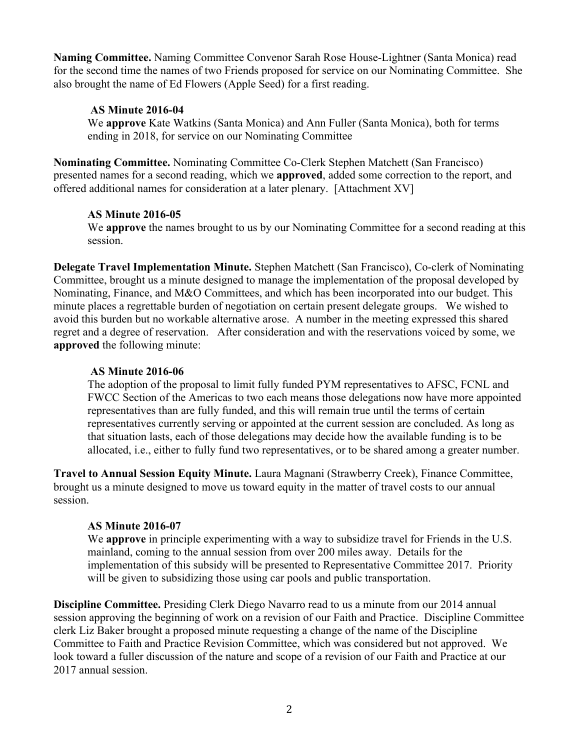**Naming Committee.** Naming Committee Convenor Sarah Rose House-Lightner (Santa Monica) read for the second time the names of two Friends proposed for service on our Nominating Committee. She also brought the name of Ed Flowers (Apple Seed) for a first reading.

> **AS Minute 2016-04**
> We **approve** Kate Watkins (Santa Monica) and Ann Fuller (Santa Monica), both for terms ending in 2018, for service on our Nominating Committee

**Nominating Committee.** Nominating Committee Co-Clerk Stephen Matchett (San Francisco) presented names for a second reading, which we **approved**, added some correction to the report, and offered additional names for consideration at a later plenary. [Attachment XV]

> **AS Minute 2016-05**
> We **approve** the names brought to us by our Nominating Committee for a second reading at this session.

**Delegate Travel Implementation Minute.** Stephen Matchett (San Francisco), Co-clerk of Nominating Committee, brought us a minute designed to manage the implementation of the proposal developed by Nominating, Finance, and M&O Committees, and which has been incorporated into our budget. This minute places a regrettable burden of negotiation on certain present delegate groups. We wished to avoid this burden but no workable alternative arose. A number in the meeting expressed this shared regret and a degree of reservation. After consideration and with the reservations voiced by some, we **approved** the following minute:

> **AS Minute 2016-06**
> The adoption of the proposal to limit fully funded PYM representatives to AFSC, FCNL and FWCC Section of the Americas to two each means those delegations now have more appointed representatives than are fully funded, and this will remain true until the terms of certain representatives currently serving or appointed at the current session are concluded. As long as that situation lasts, each of those delegations may decide how the available funding is to be allocated, i.e., either to fully fund two representatives, or to be shared among a greater number.

**Travel to Annual Session Equity Minute.** Laura Magnani (Strawberry Creek), Finance Committee, brought us a minute designed to move us toward equity in the matter of travel costs to our annual session.

> **AS Minute 2016-07**
> We **approve** in principle experimenting with a way to subsidize travel for Friends in the U.S. mainland, coming to the annual session from over 200 miles away. Details for the implementation of this subsidy will be presented to Representative Committee 2017. Priority will be given to subsidizing those using car pools and public transportation.

**Discipline Committee.** Presiding Clerk Diego Navarro read to us a minute from our 2014 annual session approving the beginning of work on a revision of our Faith and Practice. Discipline Committee clerk Liz Baker brought a proposed minute requesting a change of the name of the Discipline Committee to Faith and Practice Revision Committee, which was considered but not approved. We look toward a fuller discussion of the nature and scope of a revision of our Faith and Practice at our 2017 annual session.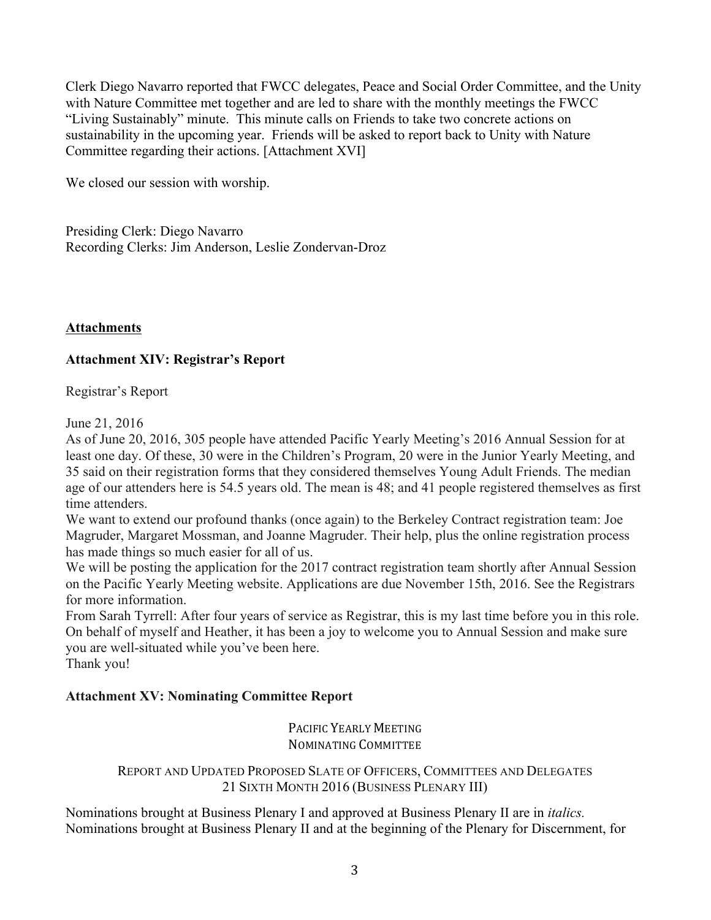Clerk Diego Navarro reported that FWCC delegates, Peace and Social Order Committee, and the Unity with Nature Committee met together and are led to share with the monthly meetings the FWCC "Living Sustainably" minute. This minute calls on Friends to take two concrete actions on sustainability in the upcoming year. Friends will be asked to report back to Unity with Nature Committee regarding their actions. [Attachment XVI]

We closed our session with worship.

Presiding Clerk: Diego Navarro
Recording Clerks: Jim Anderson, Leslie Zondervan-Droz

## Attachments

### Attachment XIV: Registrar's Report

Registrar's Report

June 21, 2016

As of June 20, 2016, 305 people have attended Pacific Yearly Meeting's 2016 Annual Session for at least one day. Of these, 30 were in the Children's Program, 20 were in the Junior Yearly Meeting, and 35 said on their registration forms that they considered themselves Young Adult Friends. The median age of our attenders here is 54.5 years old. The mean is 48; and 41 people registered themselves as first time attenders.

We want to extend our profound thanks (once again) to the Berkeley Contract registration team: Joe Magruder, Margaret Mossman, and Joanne Magruder. Their help, plus the online registration process has made things so much easier for all of us.

We will be posting the application for the 2017 contract registration team shortly after Annual Session on the Pacific Yearly Meeting website. Applications are due November 15th, 2016. See the Registrars for more information.

From Sarah Tyrrell: After four years of service as Registrar, this is my last time before you in this role. On behalf of myself and Heather, it has been a joy to welcome you to Annual Session and make sure you are well-situated while you've been here.

Thank you!

### Attachment XV: Nominating Committee Report

PACIFIC YEARLY MEETING
NOMINATING COMMITTEE

REPORT AND UPDATED PROPOSED SLATE OF OFFICERS, COMMITTEES AND DELEGATES
21 SIXTH MONTH 2016 (BUSINESS PLENARY III)

Nominations brought at Business Plenary I and approved at Business Plenary II are in *italics.*
Nominations brought at Business Plenary II and at the beginning of the Plenary for Discernment, for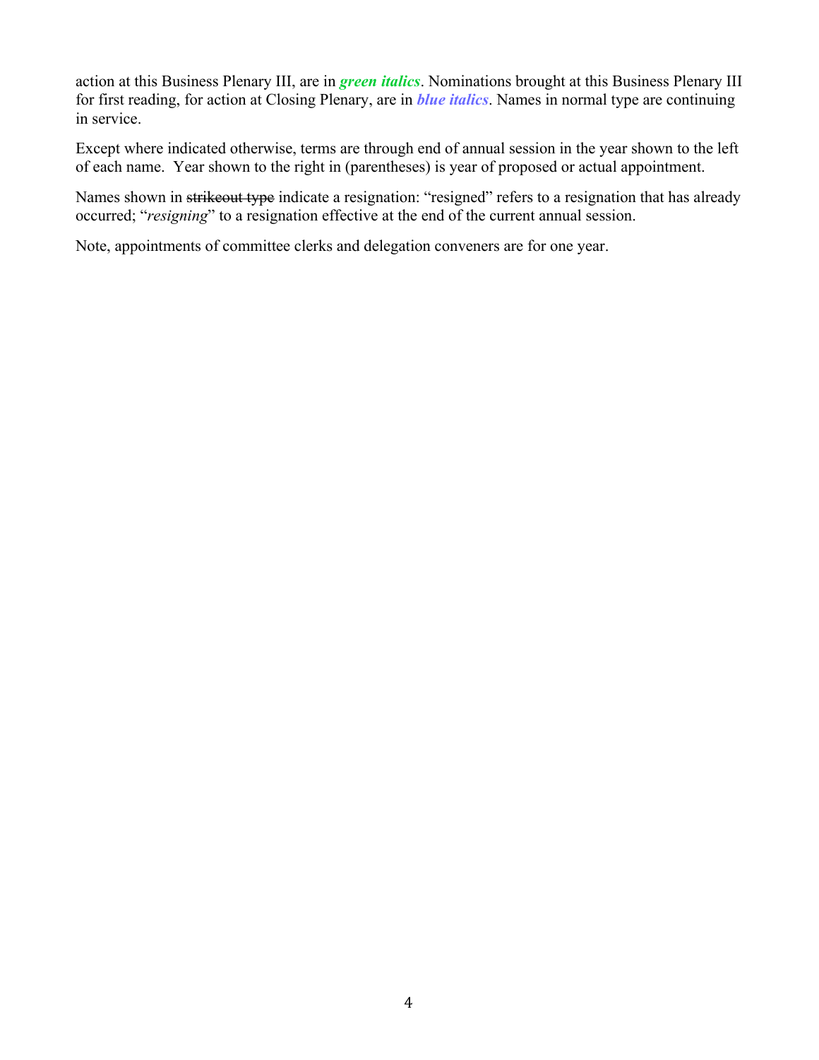action at this Business Plenary III, are in ***green italics***. Nominations brought at this Business Plenary III for first reading, for action at Closing Plenary, are in ***blue italics***. Names in normal type are continuing in service.

Except where indicated otherwise, terms are through end of annual session in the year shown to the left of each name. Year shown to the right in (parentheses) is year of proposed or actual appointment.

Names shown in ~~strikeout type~~ indicate a resignation: "resigned" refers to a resignation that has already occurred; "*resigning*" to a resignation effective at the end of the current annual session.

Note, appointments of committee clerks and delegation conveners are for one year.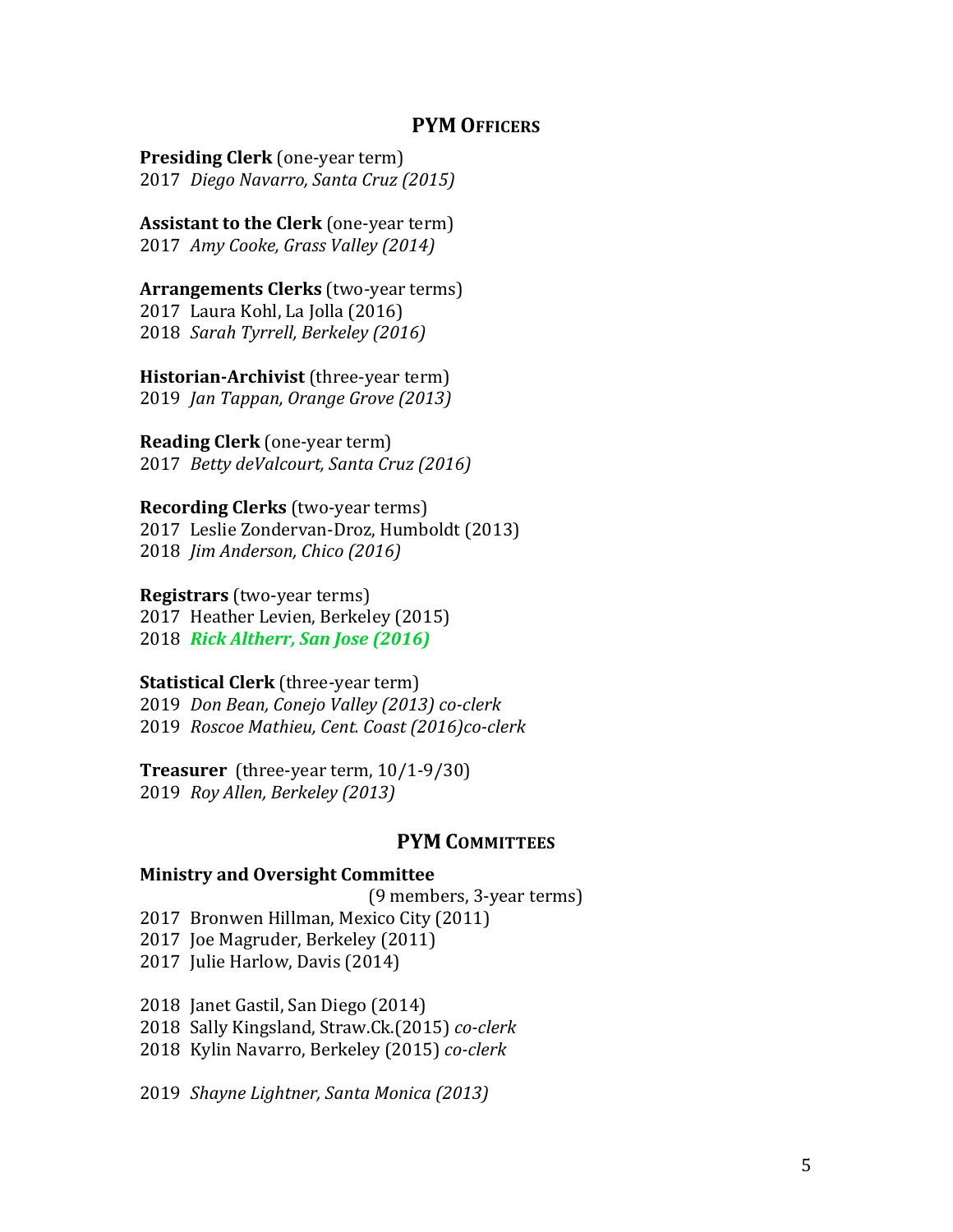## PYM Officers

**Presiding Clerk** (one-year term)
2017 *Diego Navarro, Santa Cruz (2015)*

**Assistant to the Clerk** (one-year term)
2017 *Amy Cooke, Grass Valley (2014)*

**Arrangements Clerks** (two-year terms)
2017 Laura Kohl, La Jolla (2016)
2018 *Sarah Tyrrell, Berkeley (2016)*

**Historian-Archivist** (three-year term)
2019 *Jan Tappan, Orange Grove (2013)*

**Reading Clerk** (one-year term)
2017 *Betty deValcourt, Santa Cruz (2016)*

**Recording Clerks** (two-year terms)
2017 Leslie Zondervan-Droz, Humboldt (2013)
2018 *Jim Anderson, Chico (2016)*

**Registrars** (two-year terms)
2017 Heather Levien, Berkeley (2015)
2018 ***Rick Altherr, San Jose (2016)***

**Statistical Clerk** (three-year term)
2019 *Don Bean, Conejo Valley (2013) co-clerk*
2019 *Roscoe Mathieu, Cent. Coast (2016)co-clerk*

**Treasurer** (three-year term, 10/1-9/30)
2019 *Roy Allen, Berkeley (2013)*

## PYM Committees

**Ministry and Oversight Committee**
(9 members, 3-year terms)
2017 Bronwen Hillman, Mexico City (2011)
2017 Joe Magruder, Berkeley (2011)
2017 Julie Harlow, Davis (2014)

2018 Janet Gastil, San Diego (2014)
2018 Sally Kingsland, Straw.Ck.(2015) *co-clerk*
2018 Kylin Navarro, Berkeley (2015) *co-clerk*

2019 *Shayne Lightner, Santa Monica (2013)*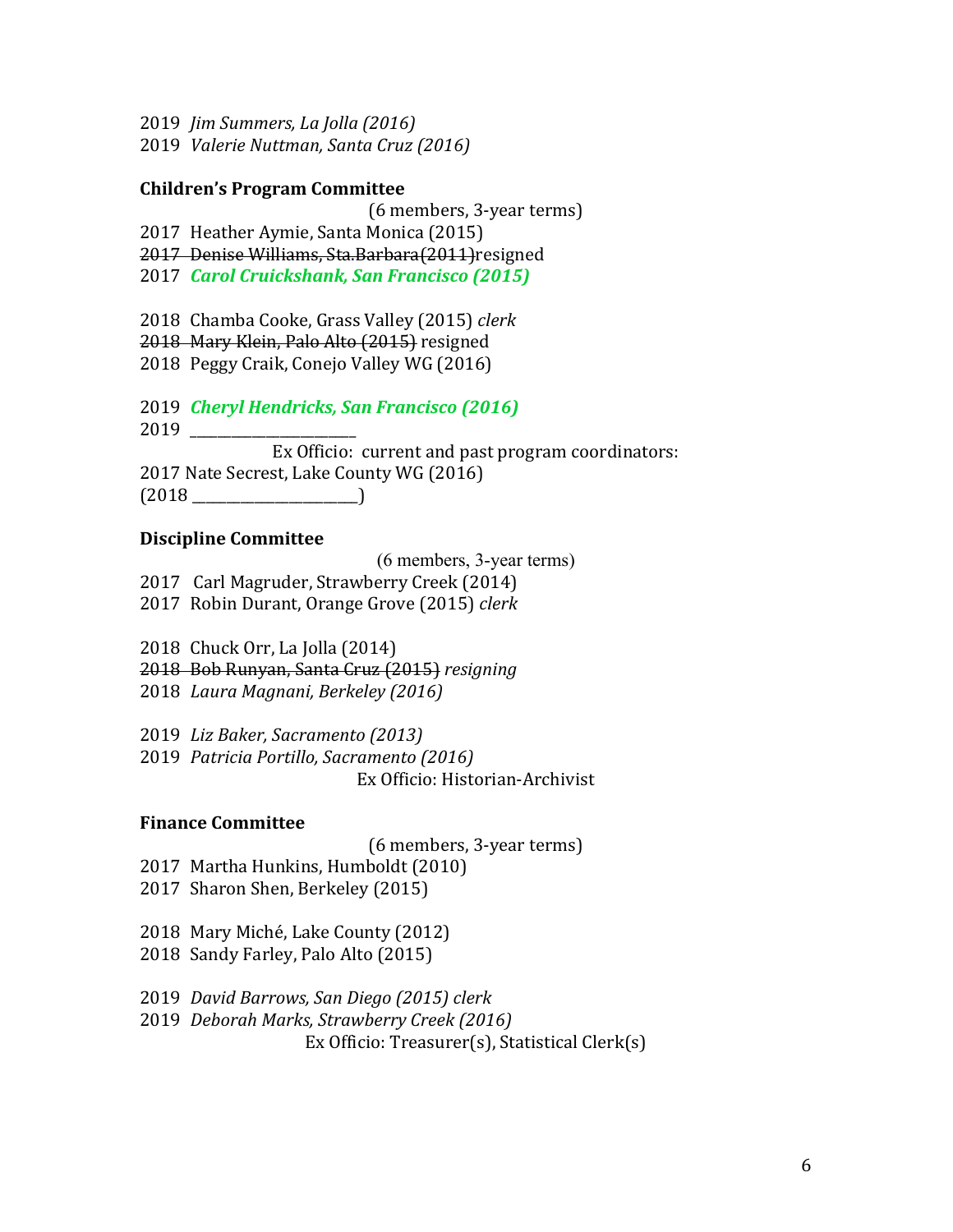2019 *Jim Summers, La Jolla (2016)*
2019 *Valerie Nuttman, Santa Cruz (2016)*

**Children's Program Committee**

(6 members, 3-year terms)

2017 Heather Aymie, Santa Monica (2015)
~~2017 Denise Williams, Sta.Barbara(2011)~~resigned
2017 ***Carol Cruickshank, San Francisco (2015)***

2018 Chamba Cooke, Grass Valley (2015) *clerk*
~~2018 Mary Klein, Palo Alto (2015)~~ resigned
2018 Peggy Craik, Conejo Valley WG (2016)

2019 ***Cheryl Hendricks, San Francisco (2016)***
2019 ______________________

Ex Officio: current and past program coordinators:
2017 Nate Secrest, Lake County WG (2016)
(2018 ______________________)

**Discipline Committee**

(6 members, 3-year terms)

2017 Carl Magruder, Strawberry Creek (2014)
2017 Robin Durant, Orange Grove (2015) *clerk*

2018 Chuck Orr, La Jolla (2014)
~~2018 Bob Runyan, Santa Cruz (2015)~~ *resigning*
2018 *Laura Magnani, Berkeley (2016)*

2019 *Liz Baker, Sacramento (2013)*
2019 *Patricia Portillo, Sacramento (2016)*

Ex Officio: Historian-Archivist

**Finance Committee**

(6 members, 3-year terms)

2017 Martha Hunkins, Humboldt (2010)
2017 Sharon Shen, Berkeley (2015)

2018 Mary Miché, Lake County (2012)
2018 Sandy Farley, Palo Alto (2015)

2019 *David Barrows, San Diego (2015) clerk*
2019 *Deborah Marks, Strawberry Creek (2016)*

Ex Officio: Treasurer(s), Statistical Clerk(s)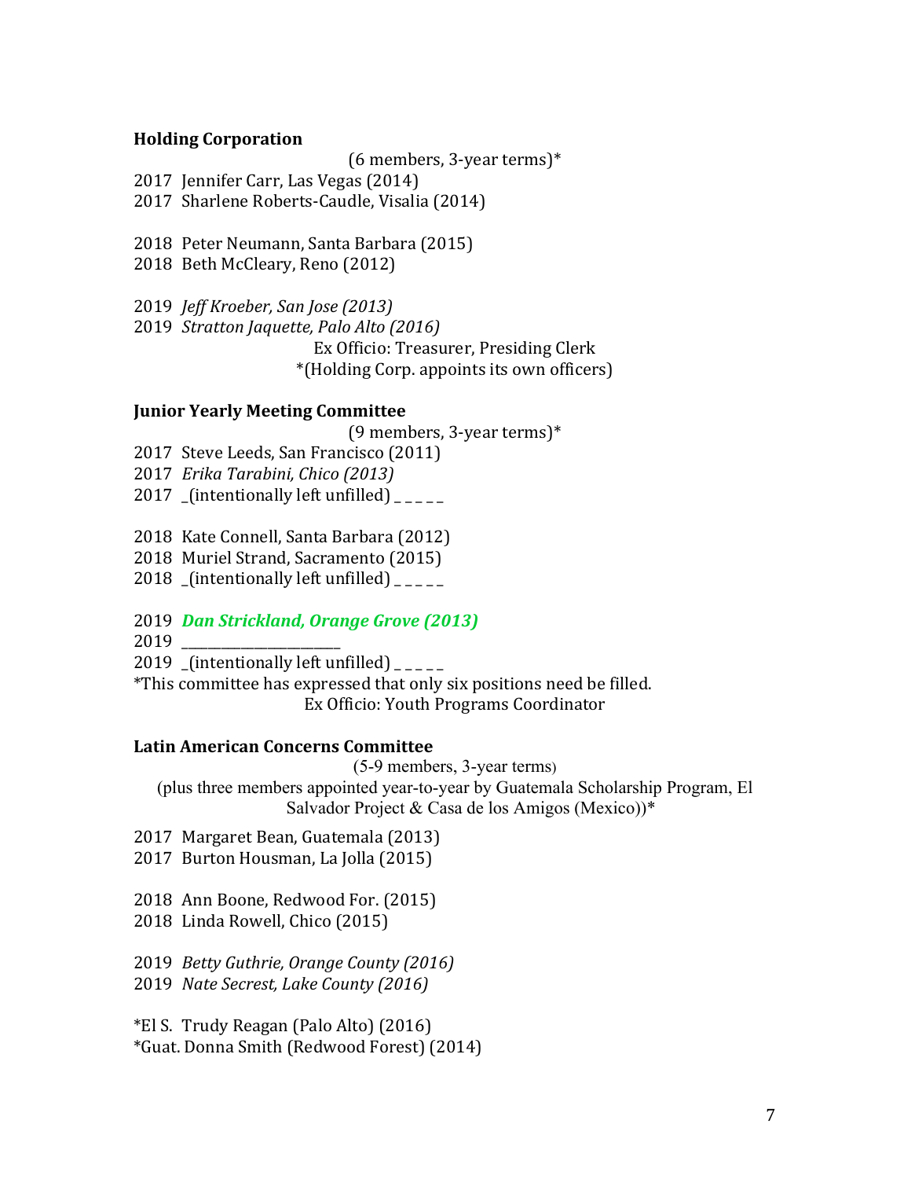**Holding Corporation**

(6 members, 3-year terms)*

2017 Jennifer Carr, Las Vegas (2014)
2017 Sharlene Roberts-Caudle, Visalia (2014)

2018 Peter Neumann, Santa Barbara (2015)
2018 Beth McCleary, Reno (2012)

2019 *Jeff Kroeber, San Jose (2013)*
2019 *Stratton Jaquette, Palo Alto (2016)*

Ex Officio: Treasurer, Presiding Clerk
*(Holding Corp. appoints its own officers)

**Junior Yearly Meeting Committee**

(9 members, 3-year terms)*

2017 Steve Leeds, San Francisco (2011)
2017 *Erika Tarabini, Chico (2013)*
2017 _(intentionally left unfilled) _ _ _ _ _

2018 Kate Connell, Santa Barbara (2012)
2018 Muriel Strand, Sacramento (2015)
2018 _(intentionally left unfilled) _ _ _ _ _

2019 ***Dan Strickland, Orange Grove (2013)***
2019 ______________________
2019 _(intentionally left unfilled) _ _ _ _ _
*This committee has expressed that only six positions need be filled.

Ex Officio: Youth Programs Coordinator

**Latin American Concerns Committee**

(5-9 members, 3-year terms)
(plus three members appointed year-to-year by Guatemala Scholarship Program, El Salvador Project & Casa de los Amigos (Mexico))*

2017 Margaret Bean, Guatemala (2013)
2017 Burton Housman, La Jolla (2015)

2018 Ann Boone, Redwood For. (2015)
2018 Linda Rowell, Chico (2015)

2019 *Betty Guthrie, Orange County (2016)*
2019 *Nate Secrest, Lake County (2016)*

*El S. Trudy Reagan (Palo Alto) (2016)
*Guat. Donna Smith (Redwood Forest) (2014)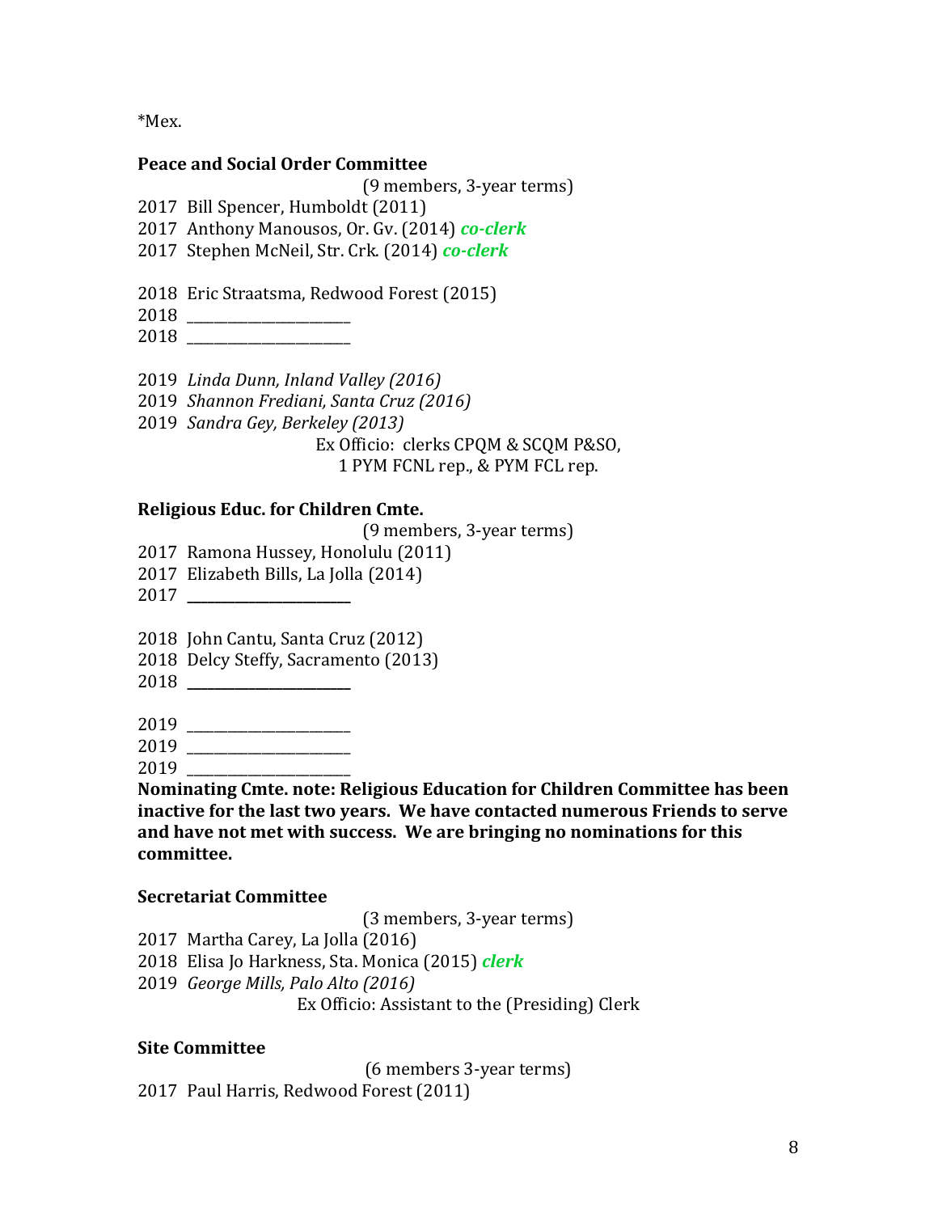*Mex.

**Peace and Social Order Committee**

(9 members, 3-year terms)

2017 Bill Spencer, Humboldt (2011)
2017 Anthony Manousos, Or. Gv. (2014) ***co-clerk***
2017 Stephen McNeil, Str. Crk. (2014) ***co-clerk***

2018 Eric Straatsma, Redwood Forest (2015)
2018 ______________________
2018 ______________________

2019 *Linda Dunn, Inland Valley (2016)*
2019 *Shannon Frediani, Santa Cruz (2016)*
2019 *Sandra Gey, Berkeley (2013)*

Ex Officio: clerks CPQM & SCQM P&SO,
1 PYM FCNL rep., & PYM FCL rep.

**Religious Educ. for Children Cmte.**

(9 members, 3-year terms)

2017 Ramona Hussey, Honolulu (2011)
2017 Elizabeth Bills, La Jolla (2014)
2017 ______________________

2018 John Cantu, Santa Cruz (2012)
2018 Delcy Steffy, Sacramento (2013)
2018 ______________________

2019 ______________________
2019 ______________________
2019 ______________________

**Nominating Cmte. note: Religious Education for Children Committee has been inactive for the last two years. We have contacted numerous Friends to serve and have not met with success. We are bringing no nominations for this committee.**

**Secretariat Committee**

(3 members, 3-year terms)

2017 Martha Carey, La Jolla (2016)
2018 Elisa Jo Harkness, Sta. Monica (2015) ***clerk***
2019 *George Mills, Palo Alto (2016)*

Ex Officio: Assistant to the (Presiding) Clerk

**Site Committee**

(6 members 3-year terms)

2017 Paul Harris, Redwood Forest (2011)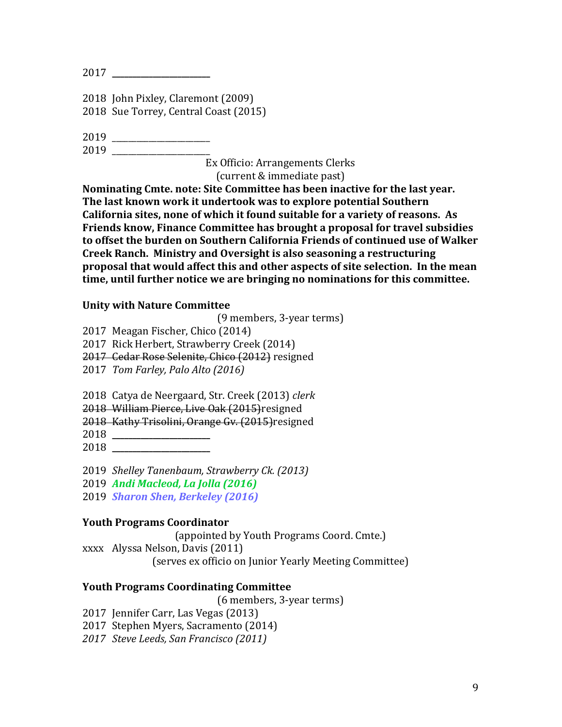2017 \_\_\_\_\_\_\_\_\_\_\_\_\_\_\_\_\_\_\_\_\_\_\_

2018 John Pixley, Claremont (2009)
2018 Sue Torrey, Central Coast (2015)

2019 \_\_\_\_\_\_\_\_\_\_\_\_\_\_\_\_\_\_\_\_\_\_\_
2019 \_\_\_\_\_\_\_\_\_\_\_\_\_\_\_\_\_\_\_\_\_\_\_

Ex Officio: Arrangements Clerks
(current & immediate past)

**Nominating Cmte. note: Site Committee has been inactive for the last year. The last known work it undertook was to explore potential Southern California sites, none of which it found suitable for a variety of reasons. As Friends know, Finance Committee has brought a proposal for travel subsidies to offset the burden on Southern California Friends of continued use of Walker Creek Ranch. Ministry and Oversight is also seasoning a restructuring proposal that would affect this and other aspects of site selection. In the mean time, until further notice we are bringing no nominations for this committee.**

**Unity with Nature Committee**

(9 members, 3-year terms)

2017 Meagan Fischer, Chico (2014)
2017 Rick Herbert, Strawberry Creek (2014)
~~2017 Cedar Rose Selenite, Chico (2012)~~ resigned
2017 *Tom Farley, Palo Alto (2016)*

2018 Catya de Neergaard, Str. Creek (2013) *clerk*
~~2018 William Pierce, Live Oak (2015)~~resigned
~~2018 Kathy Trisolini, Orange Gv. (2015)~~resigned
2018 \_\_\_\_\_\_\_\_\_\_\_\_\_\_\_\_\_\_\_\_\_\_\_
2018 \_\_\_\_\_\_\_\_\_\_\_\_\_\_\_\_\_\_\_\_\_\_\_

2019 *Shelley Tanenbaum, Strawberry Ck. (2013)*
2019 ***Andi Macleod, La Jolla (2016)***
2019 ***Sharon Shen, Berkeley (2016)***

**Youth Programs Coordinator**

(appointed by Youth Programs Coord. Cmte.)

xxxx Alyssa Nelson, Davis (2011)

(serves ex officio on Junior Yearly Meeting Committee)

**Youth Programs Coordinating Committee**

(6 members, 3-year terms)

2017 Jennifer Carr, Las Vegas (2013)
2017 Stephen Myers, Sacramento (2014)
*2017 Steve Leeds, San Francisco (2011)*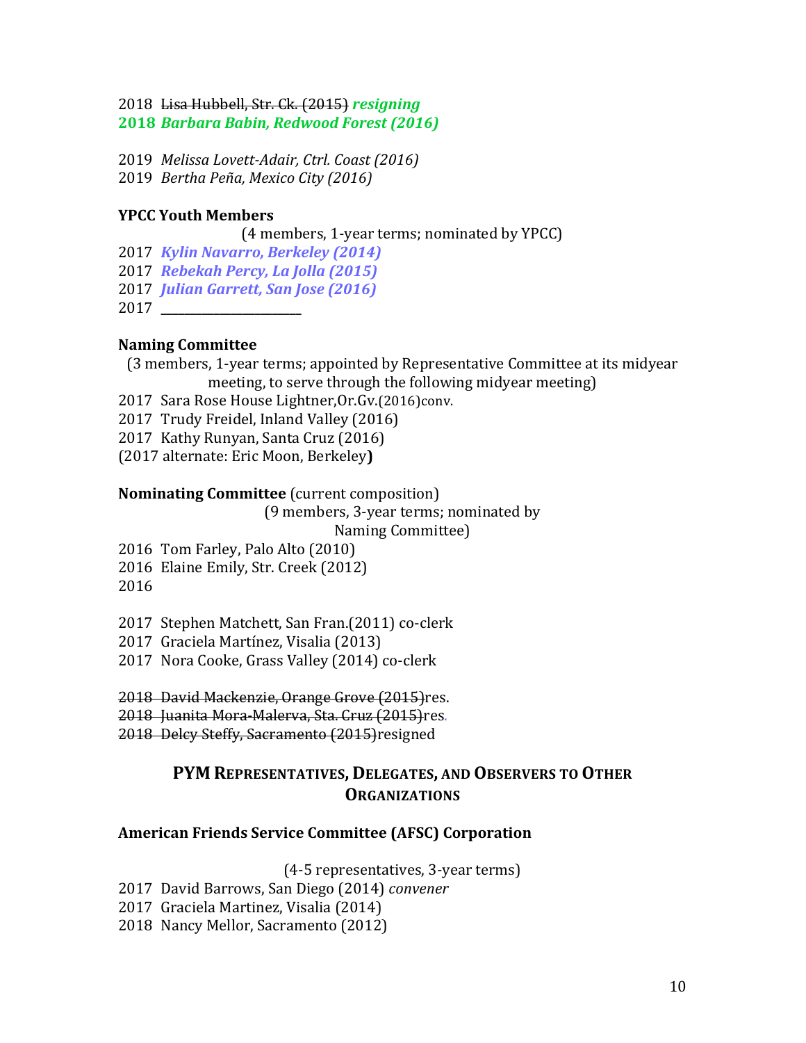2018 ~~Lisa Hubbell, Str. Ck. (2015)~~ ***resigning***
**2018** ***Barbara Babin, Redwood Forest (2016)***

2019 *Melissa Lovett-Adair, Ctrl. Coast (2016)*
2019 *Bertha Peña, Mexico City (2016)*

**YPCC Youth Members**

(4 members, 1-year terms; nominated by YPCC)

2017 ***Kylin Navarro, Berkeley (2014)***
2017 ***Rebekah Percy, La Jolla (2015)***
2017 ***Julian Garrett, San Jose (2016)***
2017 ______________________

**Naming Committee**

(3 members, 1-year terms; appointed by Representative Committee at its midyear meeting, to serve through the following midyear meeting)

2017 Sara Rose House Lightner,Or.Gv.(2016)conv.
2017 Trudy Freidel, Inland Valley (2016)
2017 Kathy Runyan, Santa Cruz (2016)
(2017 alternate: Eric Moon, Berkeley**)**

**Nominating Committee** (current composition)

(9 members, 3-year terms; nominated by Naming Committee)

2016 Tom Farley, Palo Alto (2010)
2016 Elaine Emily, Str. Creek (2012)
2016

2017 Stephen Matchett, San Fran.(2011) co-clerk
2017 Graciela Martínez, Visalia (2013)
2017 Nora Cooke, Grass Valley (2014) co-clerk

~~2018 David Mackenzie, Orange Grove (2015)~~res.
~~2018 Juanita Mora-Malerva, Sta. Cruz (2015)~~res.
~~2018 Delcy Steffy, Sacramento (2015)~~resigned

## PYM Representatives, Delegates, and Observers to Other Organizations

**American Friends Service Committee (AFSC) Corporation**

(4-5 representatives, 3-year terms)

2017 David Barrows, San Diego (2014) *convener*
2017 Graciela Martinez, Visalia (2014)
2018 Nancy Mellor, Sacramento (2012)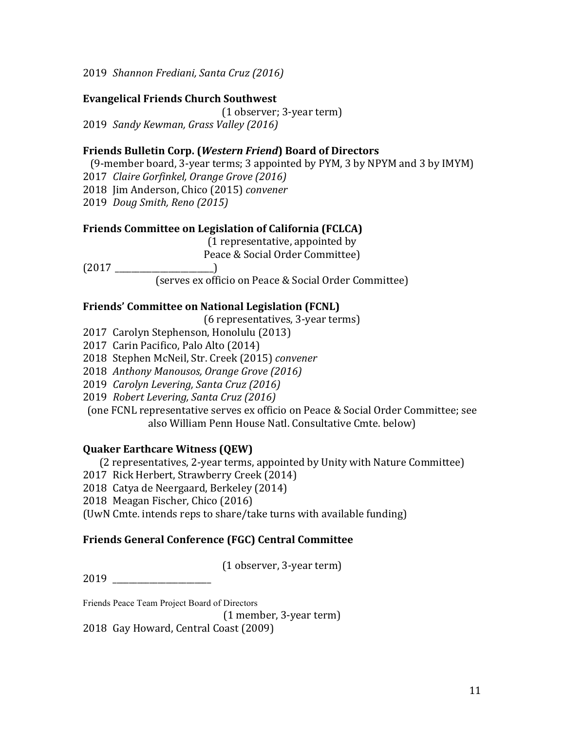2019 *Shannon Frediani, Santa Cruz (2016)*

**Evangelical Friends Church Southwest**

(1 observer; 3-year term)

2019 *Sandy Kewman, Grass Valley (2016)*

**Friends Bulletin Corp. (*Western Friend*) Board of Directors**

(9-member board, 3-year terms; 3 appointed by PYM, 3 by NPYM and 3 by IMYM)

2017 *Claire Gorfinkel, Orange Grove (2016)*
2018 Jim Anderson, Chico (2015) *convener*
2019 *Doug Smith, Reno (2015)*

**Friends Committee on Legislation of California (FCLCA)**

(1 representative, appointed by Peace & Social Order Committee)

(2017 ______________________)

(serves ex officio on Peace & Social Order Committee)

**Friends' Committee on National Legislation (FCNL)**

(6 representatives, 3-year terms)

2017 Carolyn Stephenson, Honolulu (2013)
2017 Carin Pacifico, Palo Alto (2014)
2018 Stephen McNeil, Str. Creek (2015) *convener*
2018 *Anthony Manousos, Orange Grove (2016)*
2019 *Carolyn Levering, Santa Cruz (2016)*
2019 *Robert Levering, Santa Cruz (2016)*

(one FCNL representative serves ex officio on Peace & Social Order Committee; see also William Penn House Natl. Consultative Cmte. below)

**Quaker Earthcare Witness (QEW)**

(2 representatives, 2-year terms, appointed by Unity with Nature Committee)

2017 Rick Herbert, Strawberry Creek (2014)
2018 Catya de Neergaard, Berkeley (2014)
2018 Meagan Fischer, Chico (2016)

(UwN Cmte. intends reps to share/take turns with available funding)

**Friends General Conference (FGC) Central Committee**

(1 observer, 3-year term)

2019 ______________________

Friends Peace Team Project Board of Directors

(1 member, 3-year term)

2018 Gay Howard, Central Coast (2009)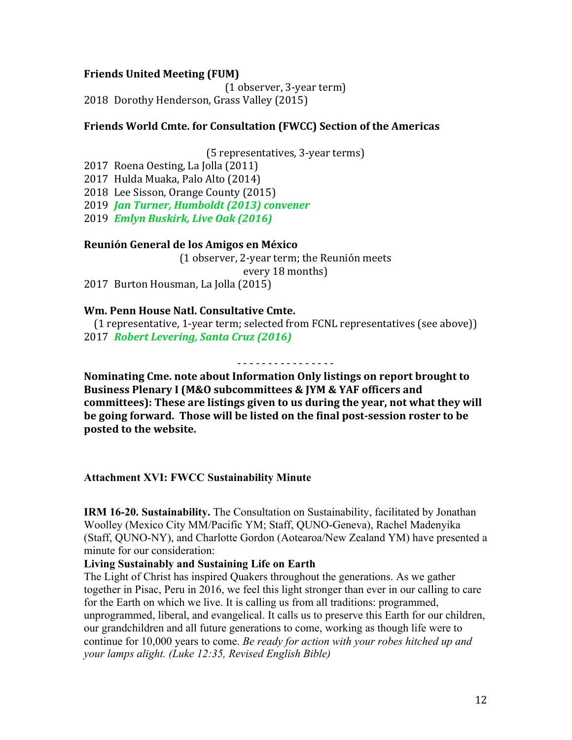**Friends United Meeting (FUM)**

(1 observer, 3-year term)

2018 Dorothy Henderson, Grass Valley (2015)

**Friends World Cmte. for Consultation (FWCC) Section of the Americas**

(5 representatives, 3-year terms)

2017 Roena Oesting, La Jolla (2011)
2017 Hulda Muaka, Palo Alto (2014)
2018 Lee Sisson, Orange County (2015)
2019 ***Jan Turner, Humboldt (2013) convener***
2019 ***Emlyn Buskirk, Live Oak (2016)***

**Reunión General de los Amigos en México**

(1 observer, 2-year term; the Reunión meets every 18 months)

2017 Burton Housman, La Jolla (2015)

**Wm. Penn House Natl. Consultative Cmte.**

(1 representative, 1-year term; selected from FCNL representatives (see above))

2017 ***Robert Levering, Santa Cruz (2016)***

- - - - - - - - - - - - - - - -

**Nominating Cme. note about Information Only listings on report brought to Business Plenary I (M&O subcommittees & JYM & YAF officers and committees): These are listings given to us during the year, not what they will be going forward. Those will be listed on the final post-session roster to be posted to the website.**

**Attachment XVI: FWCC Sustainability Minute**

**IRM 16-20. Sustainability.** The Consultation on Sustainability, facilitated by Jonathan Woolley (Mexico City MM/Pacific YM; Staff, QUNO-Geneva), Rachel Madenyika (Staff, QUNO-NY), and Charlotte Gordon (Aotearoa/New Zealand YM) have presented a minute for our consideration:

**Living Sustainably and Sustaining Life on Earth**

The Light of Christ has inspired Quakers throughout the generations. As we gather together in Pisac, Peru in 2016, we feel this light stronger than ever in our calling to care for the Earth on which we live. It is calling us from all traditions: programmed, unprogrammed, liberal, and evangelical. It calls us to preserve this Earth for our children, our grandchildren and all future generations to come, working as though life were to continue for 10,000 years to come. *Be ready for action with your robes hitched up and your lamps alight. (Luke 12:35, Revised English Bible)*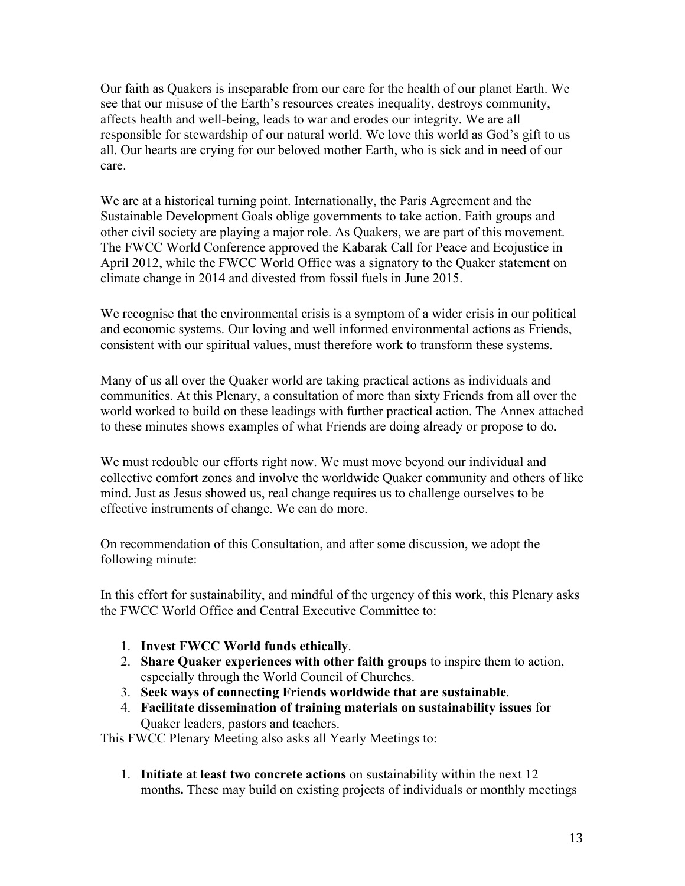Our faith as Quakers is inseparable from our care for the health of our planet Earth. We see that our misuse of the Earth's resources creates inequality, destroys community, affects health and well-being, leads to war and erodes our integrity. We are all responsible for stewardship of our natural world. We love this world as God's gift to us all. Our hearts are crying for our beloved mother Earth, who is sick and in need of our care.

We are at a historical turning point. Internationally, the Paris Agreement and the Sustainable Development Goals oblige governments to take action. Faith groups and other civil society are playing a major role. As Quakers, we are part of this movement. The FWCC World Conference approved the Kabarak Call for Peace and Ecojustice in April 2012, while the FWCC World Office was a signatory to the Quaker statement on climate change in 2014 and divested from fossil fuels in June 2015.

We recognise that the environmental crisis is a symptom of a wider crisis in our political and economic systems. Our loving and well informed environmental actions as Friends, consistent with our spiritual values, must therefore work to transform these systems.

Many of us all over the Quaker world are taking practical actions as individuals and communities. At this Plenary, a consultation of more than sixty Friends from all over the world worked to build on these leadings with further practical action. The Annex attached to these minutes shows examples of what Friends are doing already or propose to do.

We must redouble our efforts right now. We must move beyond our individual and collective comfort zones and involve the worldwide Quaker community and others of like mind. Just as Jesus showed us, real change requires us to challenge ourselves to be effective instruments of change. We can do more.

On recommendation of this Consultation, and after some discussion, we adopt the following minute:

In this effort for sustainability, and mindful of the urgency of this work, this Plenary asks the FWCC World Office and Central Executive Committee to:

1. **Invest FWCC World funds ethically**.
2. **Share Quaker experiences with other faith groups** to inspire them to action, especially through the World Council of Churches.
3. **Seek ways of connecting Friends worldwide that are sustainable**.
4. **Facilitate dissemination of training materials on sustainability issues** for Quaker leaders, pastors and teachers.

This FWCC Plenary Meeting also asks all Yearly Meetings to:

1. **Initiate at least two concrete actions** on sustainability within the next 12 months**.** These may build on existing projects of individuals or monthly meetings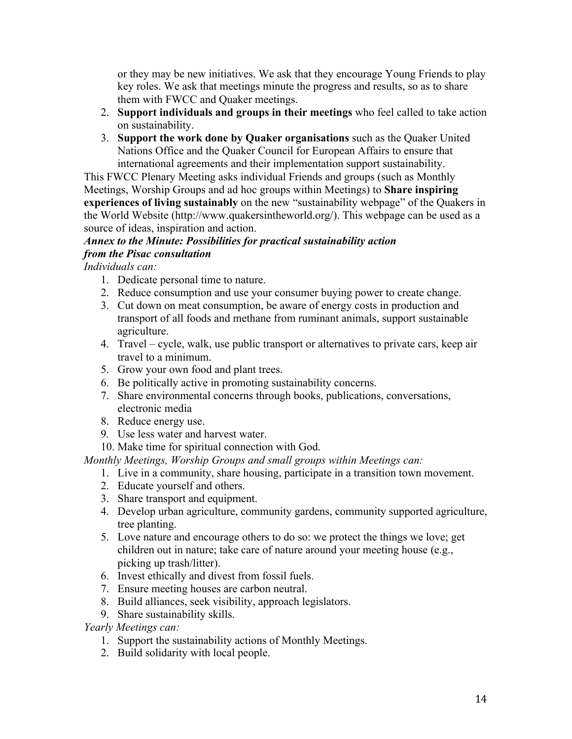or they may be new initiatives. We ask that they encourage Young Friends to play key roles. We ask that meetings minute the progress and results, so as to share them with FWCC and Quaker meetings.

2. **Support individuals and groups in their meetings** who feel called to take action on sustainability.
3. **Support the work done by Quaker organisations** such as the Quaker United Nations Office and the Quaker Council for European Affairs to ensure that international agreements and their implementation support sustainability.

This FWCC Plenary Meeting asks individual Friends and groups (such as Monthly Meetings, Worship Groups and ad hoc groups within Meetings) to **Share inspiring experiences of living sustainably** on the new "sustainability webpage" of the Quakers in the World Website (http://www.quakersintheworld.org/). This webpage can be used as a source of ideas, inspiration and action.

***Annex to the Minute: Possibilities for practical sustainability action from the Pisac consultation***

*Individuals can:*

1. Dedicate personal time to nature.
2. Reduce consumption and use your consumer buying power to create change.
3. Cut down on meat consumption, be aware of energy costs in production and transport of all foods and methane from ruminant animals, support sustainable agriculture.
4. Travel – cycle, walk, use public transport or alternatives to private cars, keep air travel to a minimum.
5. Grow your own food and plant trees.
6. Be politically active in promoting sustainability concerns.
7. Share environmental concerns through books, publications, conversations, electronic media
8. Reduce energy use.
9. Use less water and harvest water.
10. Make time for spiritual connection with God.

*Monthly Meetings, Worship Groups and small groups within Meetings can:*

1. Live in a community, share housing, participate in a transition town movement.
2. Educate yourself and others.
3. Share transport and equipment.
4. Develop urban agriculture, community gardens, community supported agriculture, tree planting.
5. Love nature and encourage others to do so: we protect the things we love; get children out in nature; take care of nature around your meeting house (e.g., picking up trash/litter).
6. Invest ethically and divest from fossil fuels.
7. Ensure meeting houses are carbon neutral.
8. Build alliances, seek visibility, approach legislators.
9. Share sustainability skills.

*Yearly Meetings can:*

1. Support the sustainability actions of Monthly Meetings.
2. Build solidarity with local people.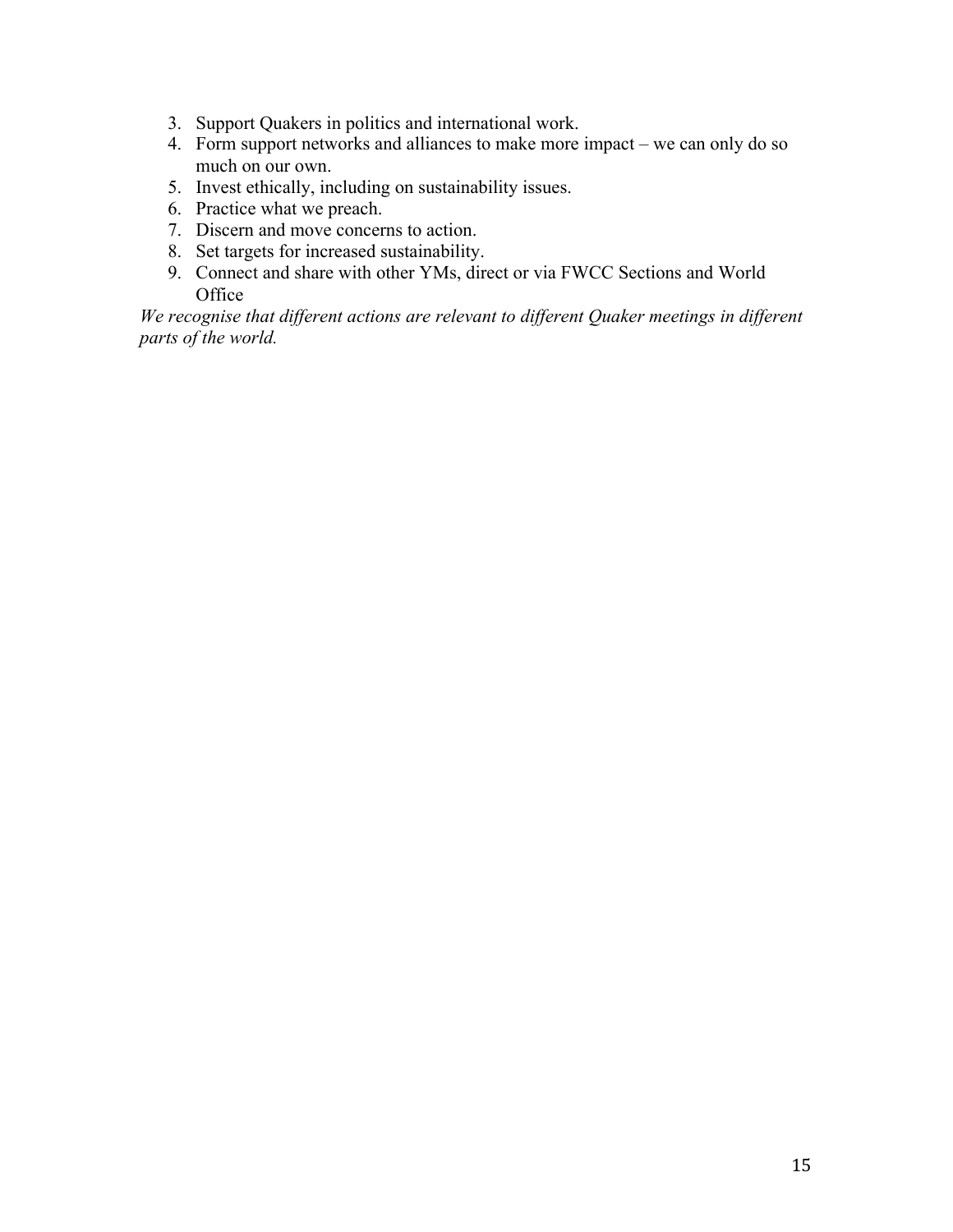3. Support Quakers in politics and international work.
4. Form support networks and alliances to make more impact – we can only do so much on our own.
5. Invest ethically, including on sustainability issues.
6. Practice what we preach.
7. Discern and move concerns to action.
8. Set targets for increased sustainability.
9. Connect and share with other YMs, direct or via FWCC Sections and World Office

*We recognise that different actions are relevant to different Quaker meetings in different parts of the world.*